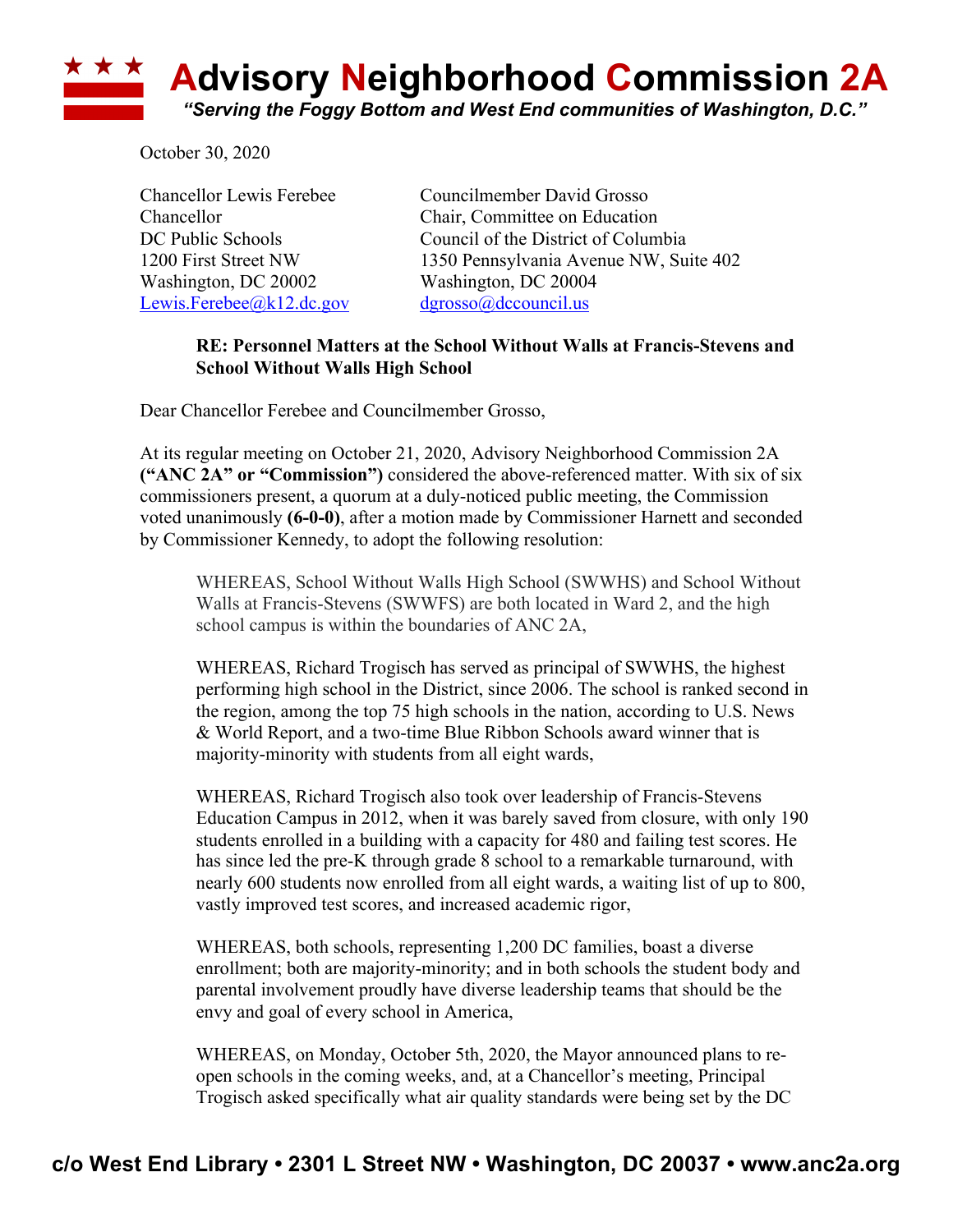# Advisory Neighborhood Commission 2A

*"Serving the Foggy Bottom and West End communities of Washington, D.C."*

October 30, 2020

Chancellor Lewis Ferebee
Chancellor
DC Public Schools
1200 First Street NW
Washington, DC 20002
Lewis.Ferebee@k12.dc.gov

Councilmember David Grosso
Chair, Committee on Education
Council of the District of Columbia
1350 Pennsylvania Avenue NW, Suite 402
Washington, DC 20004
dgrosso@dccouncil.us

**RE: Personnel Matters at the School Without Walls at Francis-Stevens and School Without Walls High School**

Dear Chancellor Ferebee and Councilmember Grosso,

At its regular meeting on October 21, 2020, Advisory Neighborhood Commission 2A **("ANC 2A" or "Commission")** considered the above-referenced matter. With six of six commissioners present, a quorum at a duly-noticed public meeting, the Commission voted unanimously **(6-0-0)**, after a motion made by Commissioner Harnett and seconded by Commissioner Kennedy, to adopt the following resolution:

> WHEREAS, School Without Walls High School (SWWHS) and School Without Walls at Francis-Stevens (SWWFS) are both located in Ward 2, and the high school campus is within the boundaries of ANC 2A,
>
> WHEREAS, Richard Trogisch has served as principal of SWWHS, the highest performing high school in the District, since 2006. The school is ranked second in the region, among the top 75 high schools in the nation, according to U.S. News & World Report, and a two-time Blue Ribbon Schools award winner that is majority-minority with students from all eight wards,
>
> WHEREAS, Richard Trogisch also took over leadership of Francis-Stevens Education Campus in 2012, when it was barely saved from closure, with only 190 students enrolled in a building with a capacity for 480 and failing test scores. He has since led the pre-K through grade 8 school to a remarkable turnaround, with nearly 600 students now enrolled from all eight wards, a waiting list of up to 800, vastly improved test scores, and increased academic rigor,
>
> WHEREAS, both schools, representing 1,200 DC families, boast a diverse enrollment; both are majority-minority; and in both schools the student body and parental involvement proudly have diverse leadership teams that should be the envy and goal of every school in America,
>
> WHEREAS, on Monday, October 5th, 2020, the Mayor announced plans to re-open schools in the coming weeks, and, at a Chancellor's meeting, Principal Trogisch asked specifically what air quality standards were being set by the DC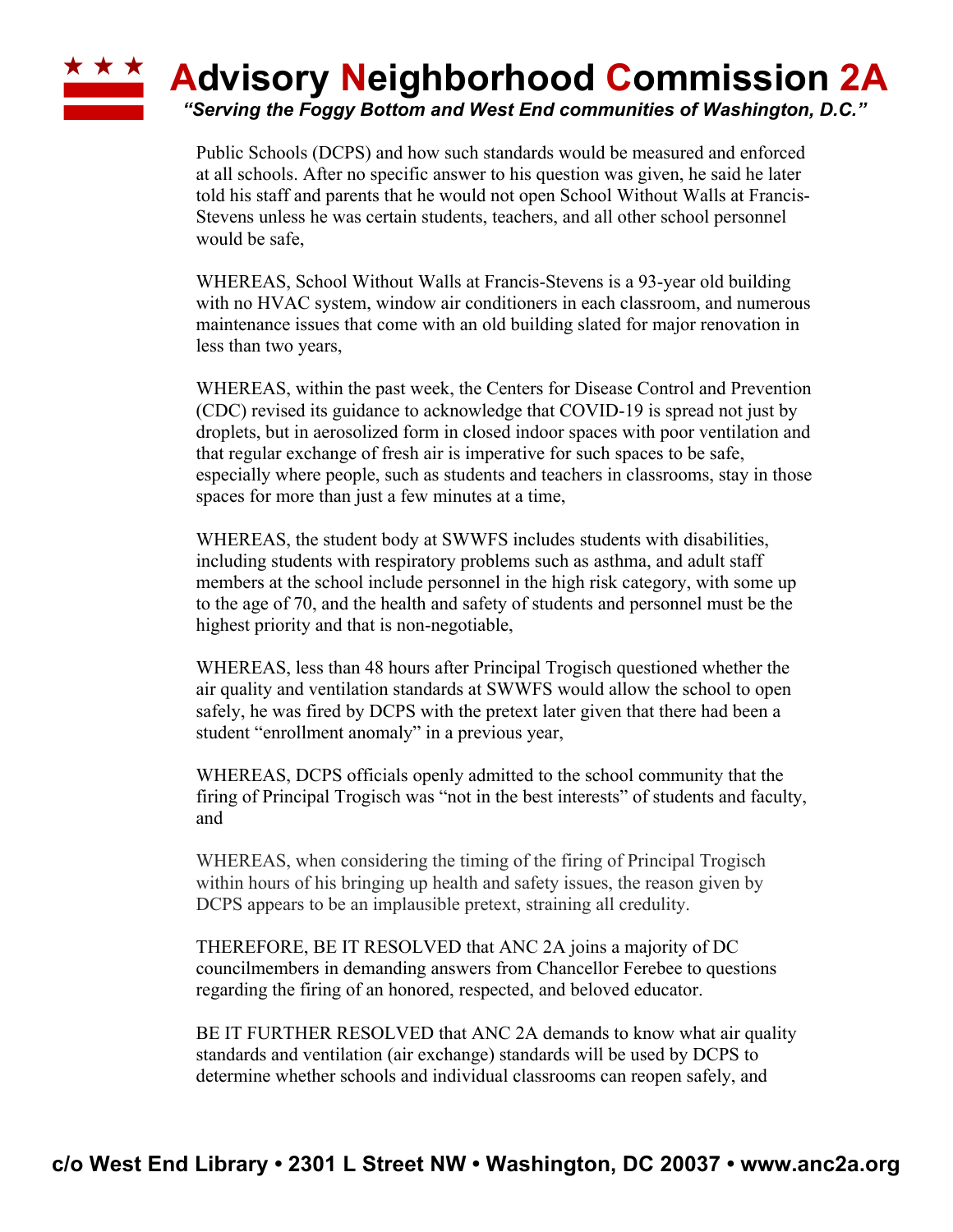Public Schools (DCPS) and how such standards would be measured and enforced at all schools. After no specific answer to his question was given, he said he later told his staff and parents that he would not open School Without Walls at Francis-Stevens unless he was certain students, teachers, and all other school personnel would be safe,

WHEREAS, School Without Walls at Francis-Stevens is a 93-year old building with no HVAC system, window air conditioners in each classroom, and numerous maintenance issues that come with an old building slated for major renovation in less than two years,

WHEREAS, within the past week, the Centers for Disease Control and Prevention (CDC) revised its guidance to acknowledge that COVID-19 is spread not just by droplets, but in aerosolized form in closed indoor spaces with poor ventilation and that regular exchange of fresh air is imperative for such spaces to be safe, especially where people, such as students and teachers in classrooms, stay in those spaces for more than just a few minutes at a time,

WHEREAS, the student body at SWWFS includes students with disabilities, including students with respiratory problems such as asthma, and adult staff members at the school include personnel in the high risk category, with some up to the age of 70, and the health and safety of students and personnel must be the highest priority and that is non-negotiable,

WHEREAS, less than 48 hours after Principal Trogisch questioned whether the air quality and ventilation standards at SWWFS would allow the school to open safely, he was fired by DCPS with the pretext later given that there had been a student "enrollment anomaly" in a previous year,

WHEREAS, DCPS officials openly admitted to the school community that the firing of Principal Trogisch was "not in the best interests" of students and faculty, and

WHEREAS, when considering the timing of the firing of Principal Trogisch within hours of his bringing up health and safety issues, the reason given by DCPS appears to be an implausible pretext, straining all credulity.

THEREFORE, BE IT RESOLVED that ANC 2A joins a majority of DC councilmembers in demanding answers from Chancellor Ferebee to questions regarding the firing of an honored, respected, and beloved educator.

BE IT FURTHER RESOLVED that ANC 2A demands to know what air quality standards and ventilation (air exchange) standards will be used by DCPS to determine whether schools and individual classrooms can reopen safely, and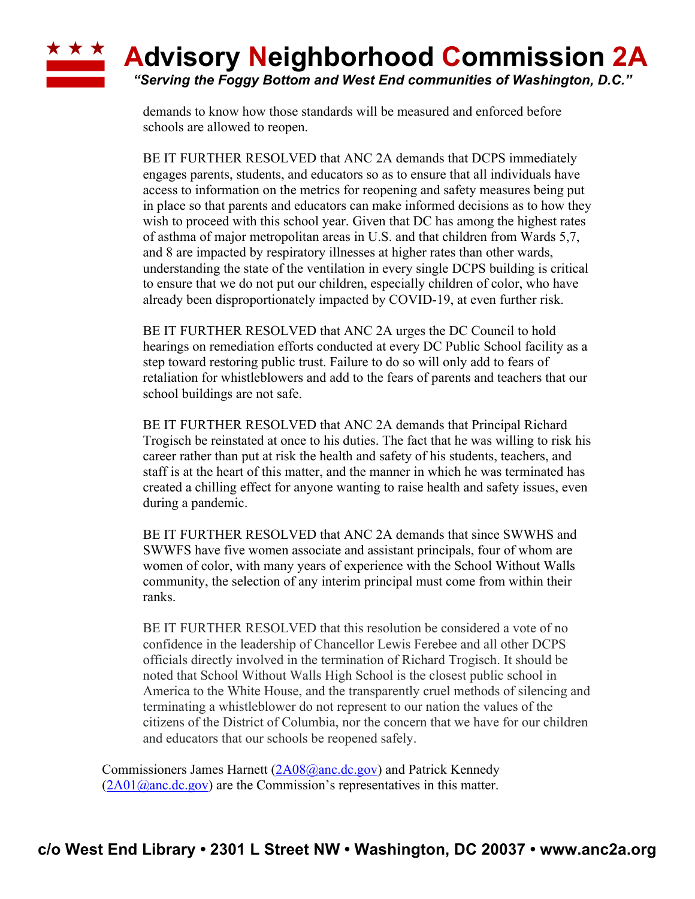demands to know how those standards will be measured and enforced before schools are allowed to reopen.

BE IT FURTHER RESOLVED that ANC 2A demands that DCPS immediately engages parents, students, and educators so as to ensure that all individuals have access to information on the metrics for reopening and safety measures being put in place so that parents and educators can make informed decisions as to how they wish to proceed with this school year. Given that DC has among the highest rates of asthma of major metropolitan areas in U.S. and that children from Wards 5,7, and 8 are impacted by respiratory illnesses at higher rates than other wards, understanding the state of the ventilation in every single DCPS building is critical to ensure that we do not put our children, especially children of color, who have already been disproportionately impacted by COVID-19, at even further risk.

BE IT FURTHER RESOLVED that ANC 2A urges the DC Council to hold hearings on remediation efforts conducted at every DC Public School facility as a step toward restoring public trust. Failure to do so will only add to fears of retaliation for whistleblowers and add to the fears of parents and teachers that our school buildings are not safe.

BE IT FURTHER RESOLVED that ANC 2A demands that Principal Richard Trogisch be reinstated at once to his duties. The fact that he was willing to risk his career rather than put at risk the health and safety of his students, teachers, and staff is at the heart of this matter, and the manner in which he was terminated has created a chilling effect for anyone wanting to raise health and safety issues, even during a pandemic.

BE IT FURTHER RESOLVED that ANC 2A demands that since SWWHS and SWWFS have five women associate and assistant principals, four of whom are women of color, with many years of experience with the School Without Walls community, the selection of any interim principal must come from within their ranks.

BE IT FURTHER RESOLVED that this resolution be considered a vote of no confidence in the leadership of Chancellor Lewis Ferebee and all other DCPS officials directly involved in the termination of Richard Trogisch. It should be noted that School Without Walls High School is the closest public school in America to the White House, and the transparently cruel methods of silencing and terminating a whistleblower do not represent to our nation the values of the citizens of the District of Columbia, nor the concern that we have for our children and educators that our schools be reopened safely.

Commissioners James Harnett (2A08@anc.dc.gov) and Patrick Kennedy (2A01@anc.dc.gov) are the Commission's representatives in this matter.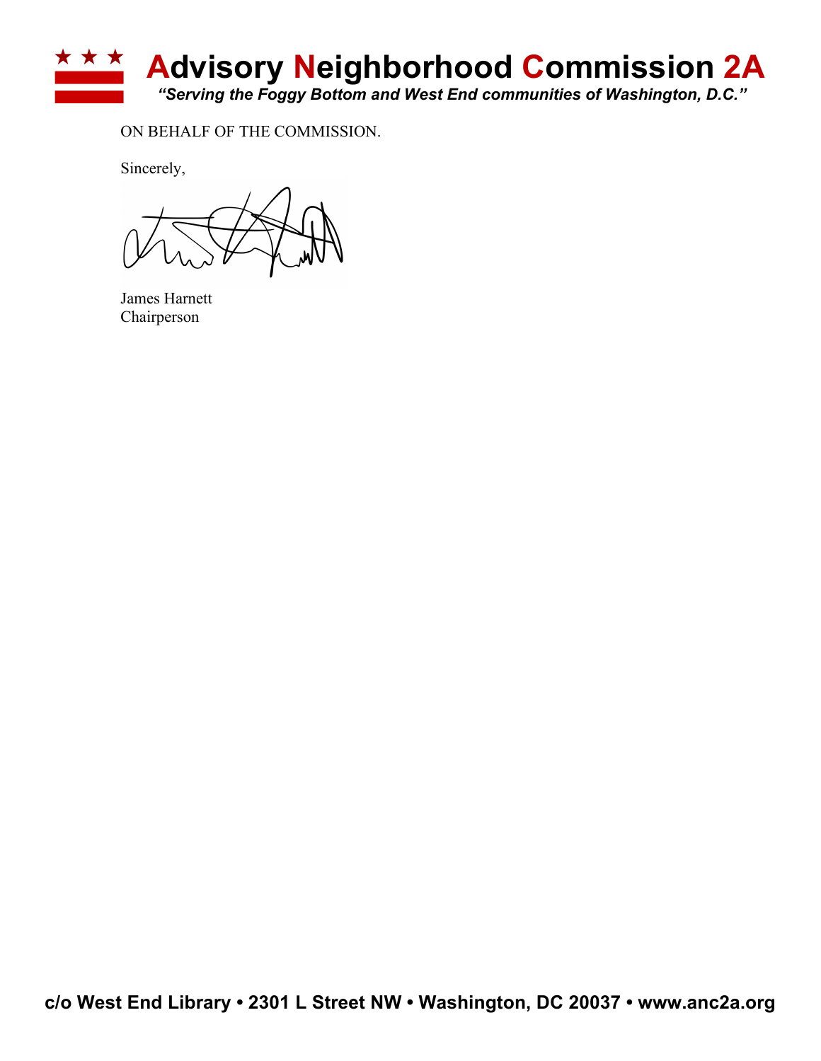ON BEHALF OF THE COMMISSION.

Sincerely,

James Harnett
Chairperson